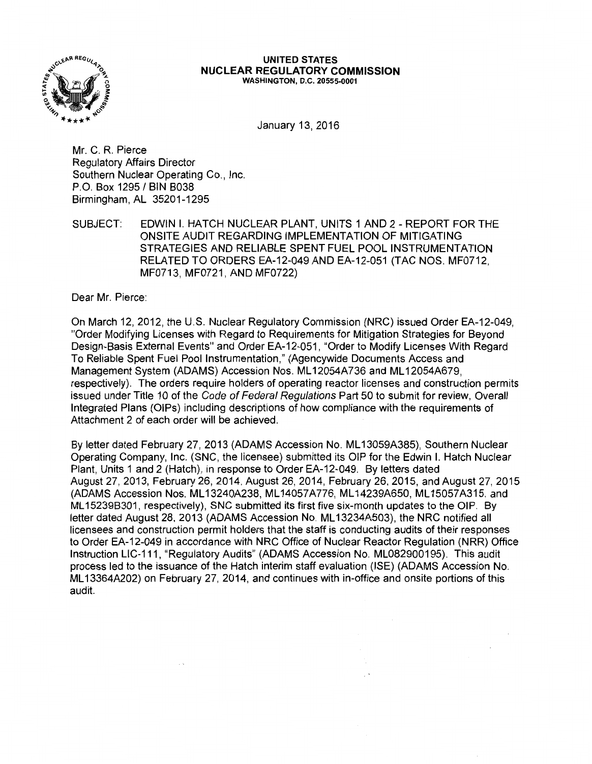**UNITED STATES**
**NUCLEAR REGULATORY COMMISSION**
**WASHINGTON, D.C. 20555-0001**

January 13, 2016

Mr. C. R. Pierce
Regulatory Affairs Director
Southern Nuclear Operating Co., Inc.
P.O. Box 1295 / BIN B038
Birmingham, AL 35201-1295

SUBJECT: EDWIN I. HATCH NUCLEAR PLANT, UNITS 1 AND 2 - REPORT FOR THE ONSITE AUDIT REGARDING IMPLEMENTATION OF MITIGATING STRATEGIES AND RELIABLE SPENT FUEL POOL INSTRUMENTATION RELATED TO ORDERS EA-12-049 AND EA-12-051 (TAC NOS. MF0712, MF0713, MF0721, AND MF0722)

Dear Mr. Pierce:

On March 12, 2012, the U.S. Nuclear Regulatory Commission (NRC) issued Order EA-12-049, "Order Modifying Licenses with Regard to Requirements for Mitigation Strategies for Beyond Design-Basis External Events" and Order EA-12-051, "Order to Modify Licenses With Regard To Reliable Spent Fuel Pool Instrumentation," (Agencywide Documents Access and Management System (ADAMS) Accession Nos. ML12054A736 and ML12054A679, respectively). The orders require holders of operating reactor licenses and construction permits issued under Title 10 of the *Code of Federal Regulations* Part 50 to submit for review, Overall Integrated Plans (OIPs) including descriptions of how compliance with the requirements of Attachment 2 of each order will be achieved.

By letter dated February 27, 2013 (ADAMS Accession No. ML13059A385), Southern Nuclear Operating Company, Inc. (SNC, the licensee) submitted its OIP for the Edwin I. Hatch Nuclear Plant, Units 1 and 2 (Hatch), in response to Order EA-12-049. By letters dated August 27, 2013, February 26, 2014, August 26, 2014, February 26, 2015, and August 27, 2015 (ADAMS Accession Nos. ML13240A238, ML14057A776, ML14239A650, ML15057A315, and ML15239B301, respectively), SNC submitted its first five six-month updates to the OIP. By letter dated August 28, 2013 (ADAMS Accession No. ML13234A503), the NRC notified all licensees and construction permit holders that the staff is conducting audits of their responses to Order EA-12-049 in accordance with NRC Office of Nuclear Reactor Regulation (NRR) Office Instruction LIC-111, "Regulatory Audits" (ADAMS Accession No. ML082900195). This audit process led to the issuance of the Hatch interim staff evaluation (ISE) (ADAMS Accession No. ML13364A202) on February 27, 2014, and continues with in-office and onsite portions of this audit.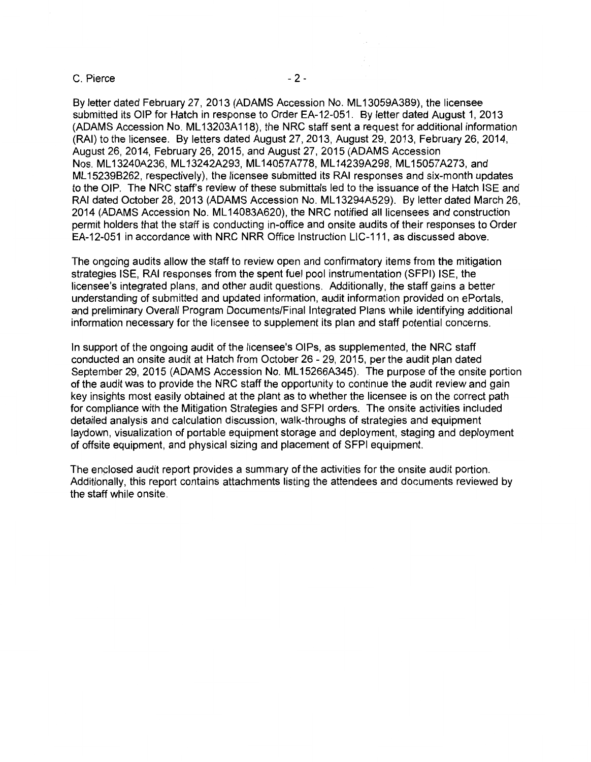By letter dated February 27, 2013 (ADAMS Accession No. ML13059A389), the licensee submitted its OIP for Hatch in response to Order EA-12-051. By letter dated August 1, 2013 (ADAMS Accession No. ML13203A118), the NRC staff sent a request for additional information (RAI) to the licensee. By letters dated August 27, 2013, August 29, 2013, February 26, 2014, August 26, 2014, February 26, 2015, and August 27, 2015 (ADAMS Accession Nos. ML13240A236, ML13242A293, ML14057A778, ML14239A298, ML15057A273, and ML15239B262, respectively), the licensee submitted its RAI responses and six-month updates to the OIP. The NRC staff's review of these submittals led to the issuance of the Hatch ISE and RAI dated October 28, 2013 (ADAMS Accession No. ML13294A529). By letter dated March 26, 2014 (ADAMS Accession No. ML14083A620), the NRC notified all licensees and construction permit holders that the staff is conducting in-office and onsite audits of their responses to Order EA-12-051 in accordance with NRC NRR Office Instruction LIC-111, as discussed above.

The ongoing audits allow the staff to review open and confirmatory items from the mitigation strategies ISE, RAI responses from the spent fuel pool instrumentation (SFPI) ISE, the licensee's integrated plans, and other audit questions. Additionally, the staff gains a better understanding of submitted and updated information, audit information provided on ePortals, and preliminary Overall Program Documents/Final Integrated Plans while identifying additional information necessary for the licensee to supplement its plan and staff potential concerns.

In support of the ongoing audit of the licensee's OIPs, as supplemented, the NRC staff conducted an onsite audit at Hatch from October 26 - 29, 2015, per the audit plan dated September 29, 2015 (ADAMS Accession No. ML15266A345). The purpose of the onsite portion of the audit was to provide the NRC staff the opportunity to continue the audit review and gain key insights most easily obtained at the plant as to whether the licensee is on the correct path for compliance with the Mitigation Strategies and SFPI orders. The onsite activities included detailed analysis and calculation discussion, walk-throughs of strategies and equipment laydown, visualization of portable equipment storage and deployment, staging and deployment of offsite equipment, and physical sizing and placement of SFPI equipment.

The enclosed audit report provides a summary of the activities for the onsite audit portion. Additionally, this report contains attachments listing the attendees and documents reviewed by the staff while onsite.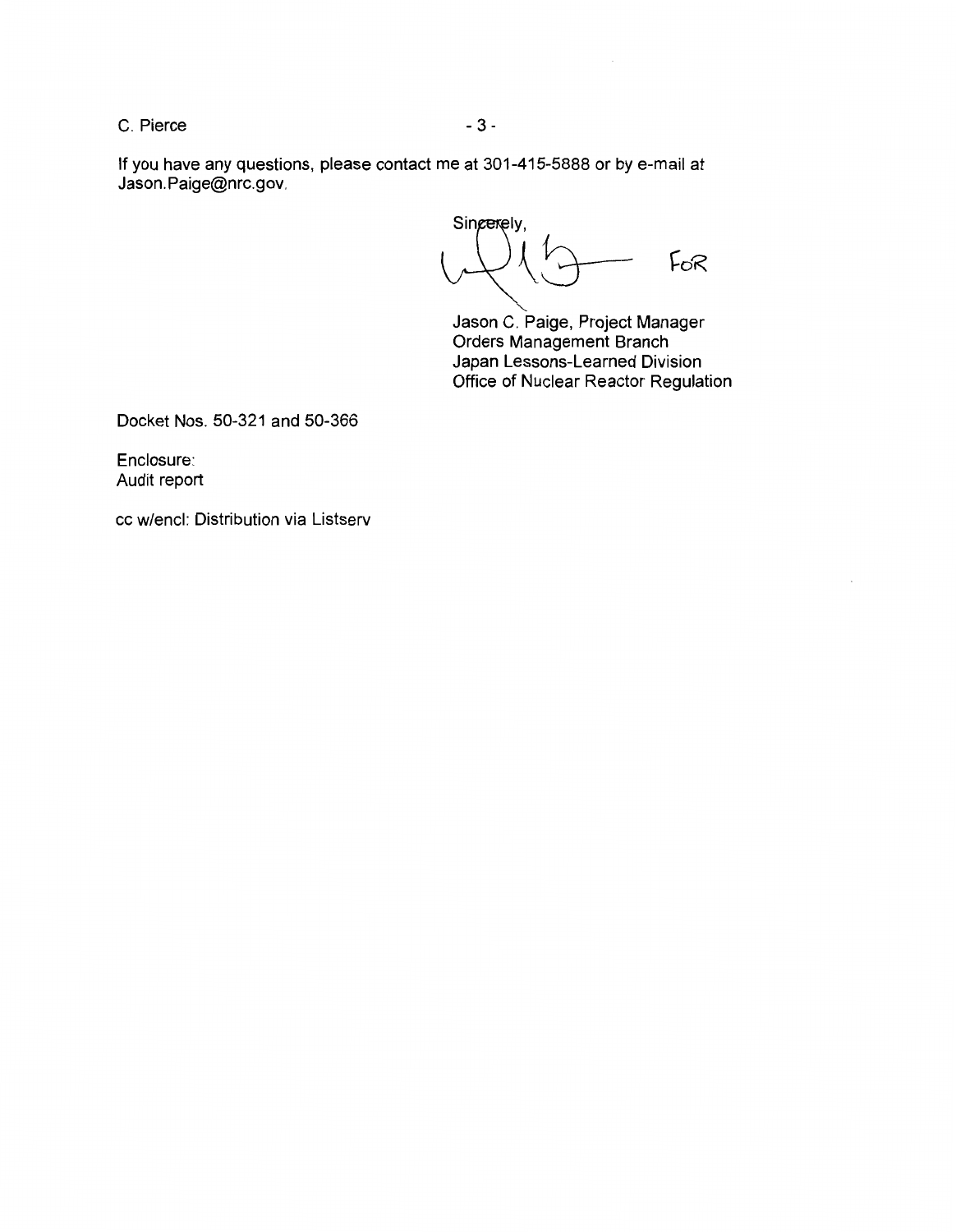If you have any questions, please contact me at 301-415-5888 or by e-mail at Jason.Paige@nrc.gov.

Sincerely,

FOR

Jason C. Paige, Project Manager
Orders Management Branch
Japan Lessons-Learned Division
Office of Nuclear Reactor Regulation

Docket Nos. 50-321 and 50-366

Enclosure:
Audit report

cc w/encl: Distribution via Listserv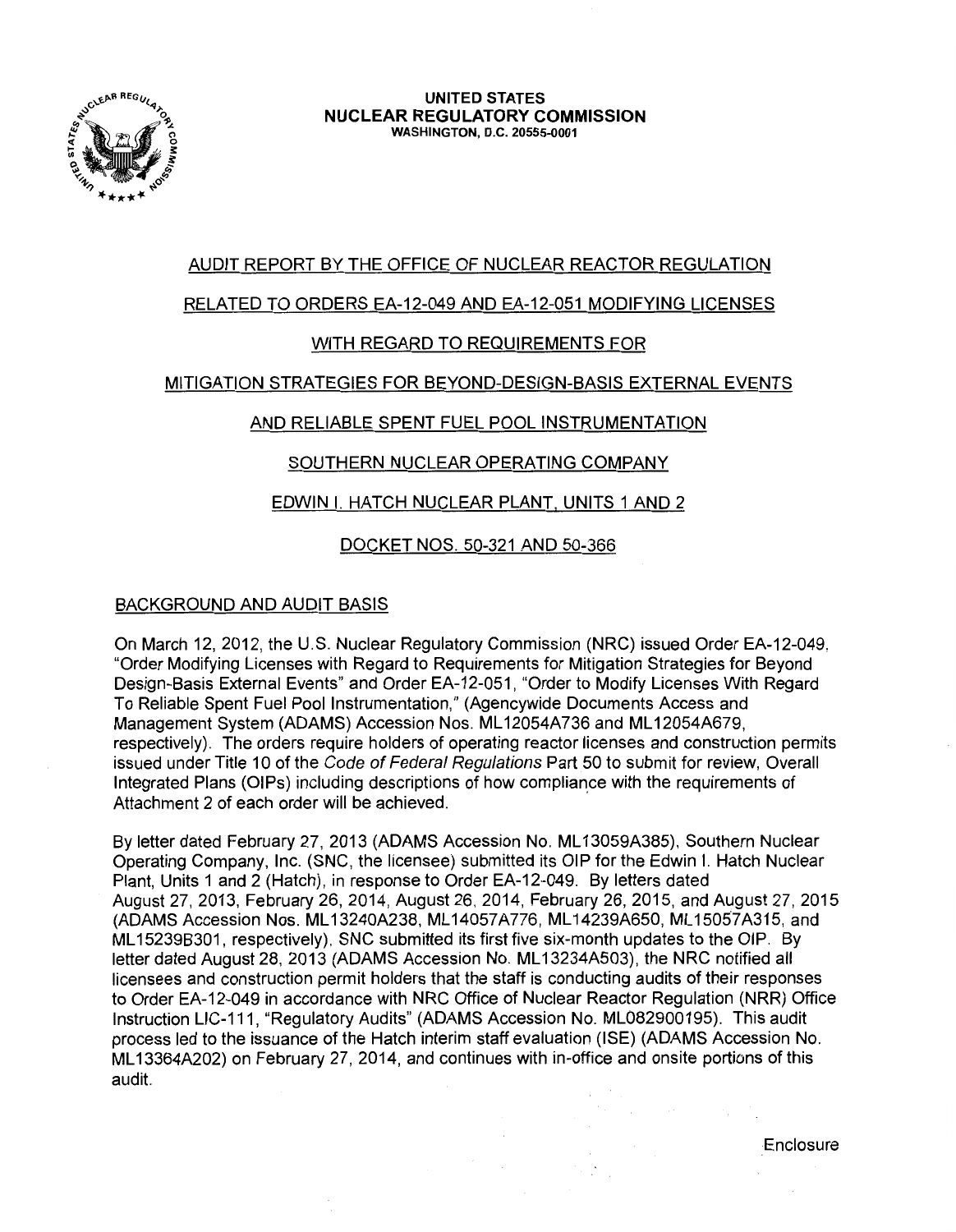UNITED STATES
NUCLEAR REGULATORY COMMISSION
WASHINGTON, D.C. 20555-0001

AUDIT REPORT BY THE OFFICE OF NUCLEAR REACTOR REGULATION

RELATED TO ORDERS EA-12-049 AND EA-12-051 MODIFYING LICENSES

WITH REGARD TO REQUIREMENTS FOR

MITIGATION STRATEGIES FOR BEYOND-DESIGN-BASIS EXTERNAL EVENTS

AND RELIABLE SPENT FUEL POOL INSTRUMENTATION

SOUTHERN NUCLEAR OPERATING COMPANY

EDWIN I. HATCH NUCLEAR PLANT, UNITS 1 AND 2

DOCKET NOS. 50-321 AND 50-366

## BACKGROUND AND AUDIT BASIS

On March 12, 2012, the U.S. Nuclear Regulatory Commission (NRC) issued Order EA-12-049, "Order Modifying Licenses with Regard to Requirements for Mitigation Strategies for Beyond Design-Basis External Events" and Order EA-12-051, "Order to Modify Licenses With Regard To Reliable Spent Fuel Pool Instrumentation," (Agencywide Documents Access and Management System (ADAMS) Accession Nos. ML12054A736 and ML12054A679, respectively). The orders require holders of operating reactor licenses and construction permits issued under Title 10 of the *Code of Federal Regulations* Part 50 to submit for review, Overall Integrated Plans (OIPs) including descriptions of how compliance with the requirements of Attachment 2 of each order will be achieved.

By letter dated February 27, 2013 (ADAMS Accession No. ML13059A385), Southern Nuclear Operating Company, Inc. (SNC, the licensee) submitted its OIP for the Edwin I. Hatch Nuclear Plant, Units 1 and 2 (Hatch), in response to Order EA-12-049. By letters dated August 27, 2013, February 26, 2014, August 26, 2014, February 26, 2015, and August 27, 2015 (ADAMS Accession Nos. ML13240A238, ML14057A776, ML14239A650, ML15057A315, and ML15239B301, respectively), SNC submitted its first five six-month updates to the OIP. By letter dated August 28, 2013 (ADAMS Accession No. ML13234A503), the NRC notified all licensees and construction permit holders that the staff is conducting audits of their responses to Order EA-12-049 in accordance with NRC Office of Nuclear Reactor Regulation (NRR) Office Instruction LIC-111, "Regulatory Audits" (ADAMS Accession No. ML082900195). This audit process led to the issuance of the Hatch interim staff evaluation (ISE) (ADAMS Accession No. ML13364A202) on February 27, 2014, and continues with in-office and onsite portions of this audit.

Enclosure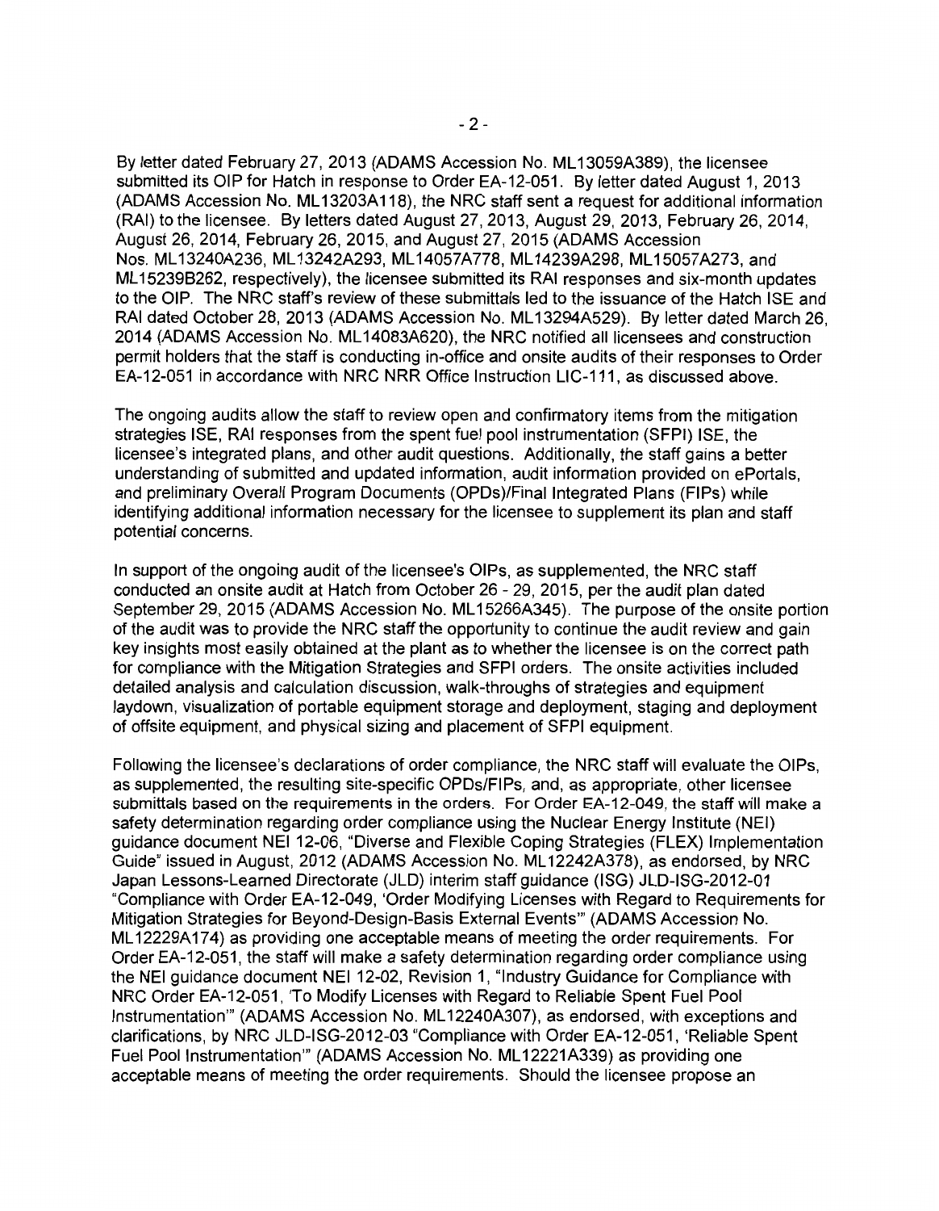By letter dated February 27, 2013 (ADAMS Accession No. ML13059A389), the licensee submitted its OIP for Hatch in response to Order EA-12-051. By letter dated August 1, 2013 (ADAMS Accession No. ML13203A118), the NRC staff sent a request for additional information (RAI) to the licensee. By letters dated August 27, 2013, August 29, 2013, February 26, 2014, August 26, 2014, February 26, 2015, and August 27, 2015 (ADAMS Accession Nos. ML13240A236, ML13242A293, ML14057A778, ML14239A298, ML15057A273, and ML15239B262, respectively), the licensee submitted its RAI responses and six-month updates to the OIP. The NRC staff's review of these submittals led to the issuance of the Hatch ISE and RAI dated October 28, 2013 (ADAMS Accession No. ML13294A529). By letter dated March 26, 2014 (ADAMS Accession No. ML14083A620), the NRC notified all licensees and construction permit holders that the staff is conducting in-office and onsite audits of their responses to Order EA-12-051 in accordance with NRC NRR Office Instruction LIC-111, as discussed above.

The ongoing audits allow the staff to review open and confirmatory items from the mitigation strategies ISE, RAI responses from the spent fuel pool instrumentation (SFPI) ISE, the licensee's integrated plans, and other audit questions. Additionally, the staff gains a better understanding of submitted and updated information, audit information provided on ePortals, and preliminary Overall Program Documents (OPDs)/Final Integrated Plans (FIPs) while identifying additional information necessary for the licensee to supplement its plan and staff potential concerns.

In support of the ongoing audit of the licensee's OIPs, as supplemented, the NRC staff conducted an onsite audit at Hatch from October 26 - 29, 2015, per the audit plan dated September 29, 2015 (ADAMS Accession No. ML15266A345). The purpose of the onsite portion of the audit was to provide the NRC staff the opportunity to continue the audit review and gain key insights most easily obtained at the plant as to whether the licensee is on the correct path for compliance with the Mitigation Strategies and SFPI orders. The onsite activities included detailed analysis and calculation discussion, walk-throughs of strategies and equipment laydown, visualization of portable equipment storage and deployment, staging and deployment of offsite equipment, and physical sizing and placement of SFPI equipment.

Following the licensee's declarations of order compliance, the NRC staff will evaluate the OIPs, as supplemented, the resulting site-specific OPDs/FIPs, and, as appropriate, other licensee submittals based on the requirements in the orders. For Order EA-12-049, the staff will make a safety determination regarding order compliance using the Nuclear Energy Institute (NEI) guidance document NEI 12-06, "Diverse and Flexible Coping Strategies (FLEX) Implementation Guide" issued in August, 2012 (ADAMS Accession No. ML12242A378), as endorsed, by NRC Japan Lessons-Learned Directorate (JLD) interim staff guidance (ISG) JLD-ISG-2012-01 "Compliance with Order EA-12-049, 'Order Modifying Licenses with Regard to Requirements for Mitigation Strategies for Beyond-Design-Basis External Events'" (ADAMS Accession No. ML12229A174) as providing one acceptable means of meeting the order requirements. For Order EA-12-051, the staff will make a safety determination regarding order compliance using the NEI guidance document NEI 12-02, Revision 1, "Industry Guidance for Compliance with NRC Order EA-12-051, 'To Modify Licenses with Regard to Reliable Spent Fuel Pool Instrumentation'" (ADAMS Accession No. ML12240A307), as endorsed, with exceptions and clarifications, by NRC JLD-ISG-2012-03 "Compliance with Order EA-12-051, 'Reliable Spent Fuel Pool Instrumentation'" (ADAMS Accession No. ML12221A339) as providing one acceptable means of meeting the order requirements. Should the licensee propose an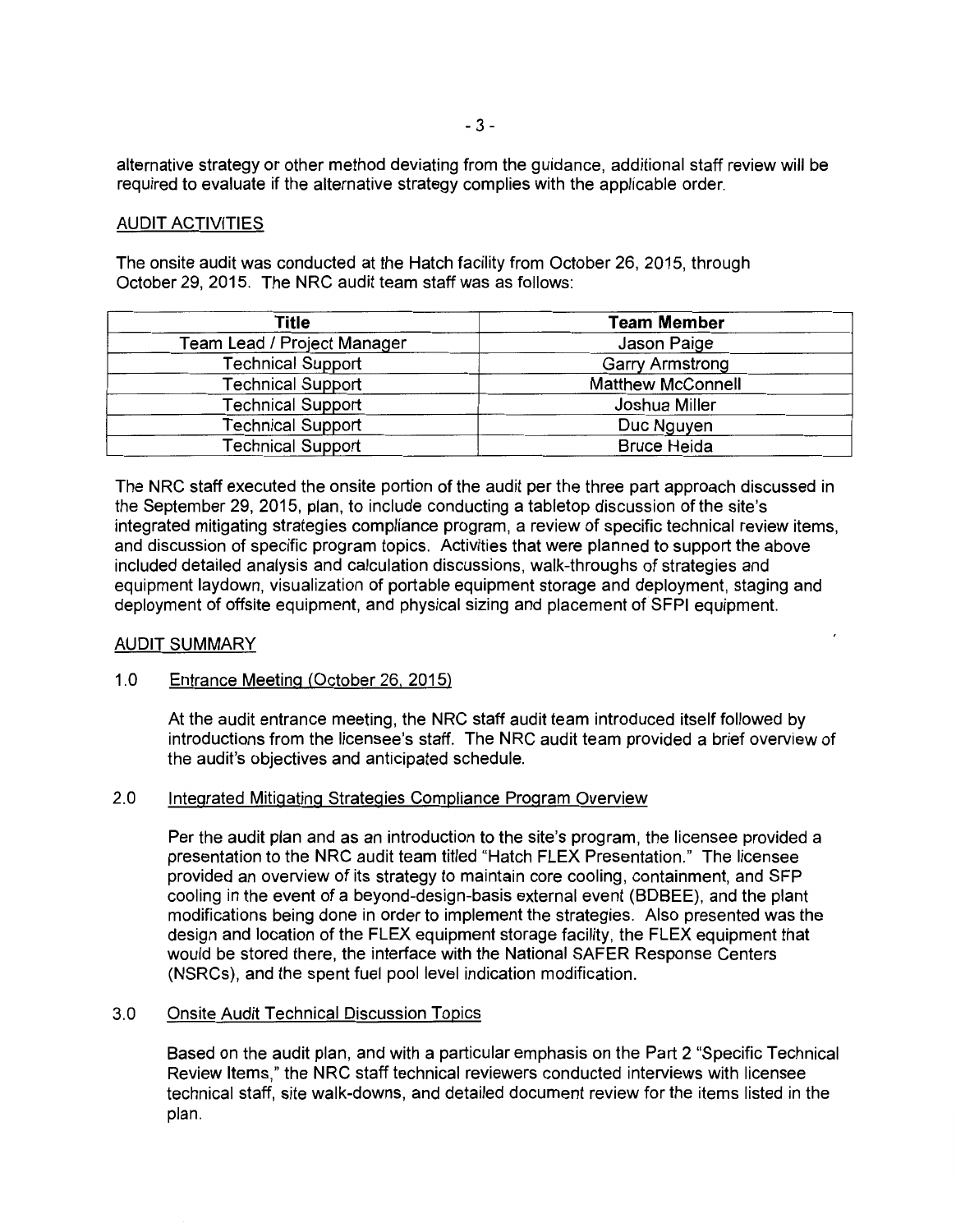alternative strategy or other method deviating from the guidance, additional staff review will be required to evaluate if the alternative strategy complies with the applicable order.

## AUDIT ACTIVITIES

The onsite audit was conducted at the Hatch facility from October 26, 2015, through October 29, 2015. The NRC audit team staff was as follows:

| Title | Team Member |
|---|---|
| Team Lead / Project Manager | Jason Paige |
| Technical Support | Garry Armstrong |
| Technical Support | Matthew McConnell |
| Technical Support | Joshua Miller |
| Technical Support | Duc Nguyen |
| Technical Support | Bruce Heida |

The NRC staff executed the onsite portion of the audit per the three part approach discussed in the September 29, 2015, plan, to include conducting a tabletop discussion of the site's integrated mitigating strategies compliance program, a review of specific technical review items, and discussion of specific program topics. Activities that were planned to support the above included detailed analysis and calculation discussions, walk-throughs of strategies and equipment laydown, visualization of portable equipment storage and deployment, staging and deployment of offsite equipment, and physical sizing and placement of SFPI equipment.

## AUDIT SUMMARY

### 1.0 Entrance Meeting (October 26, 2015)

At the audit entrance meeting, the NRC staff audit team introduced itself followed by introductions from the licensee's staff. The NRC audit team provided a brief overview of the audit's objectives and anticipated schedule.

### 2.0 Integrated Mitigating Strategies Compliance Program Overview

Per the audit plan and as an introduction to the site's program, the licensee provided a presentation to the NRC audit team titled "Hatch FLEX Presentation." The licensee provided an overview of its strategy to maintain core cooling, containment, and SFP cooling in the event of a beyond-design-basis external event (BDBEE), and the plant modifications being done in order to implement the strategies. Also presented was the design and location of the FLEX equipment storage facility, the FLEX equipment that would be stored there, the interface with the National SAFER Response Centers (NSRCs), and the spent fuel pool level indication modification.

### 3.0 Onsite Audit Technical Discussion Topics

Based on the audit plan, and with a particular emphasis on the Part 2 "Specific Technical Review Items," the NRC staff technical reviewers conducted interviews with licensee technical staff, site walk-downs, and detailed document review for the items listed in the plan.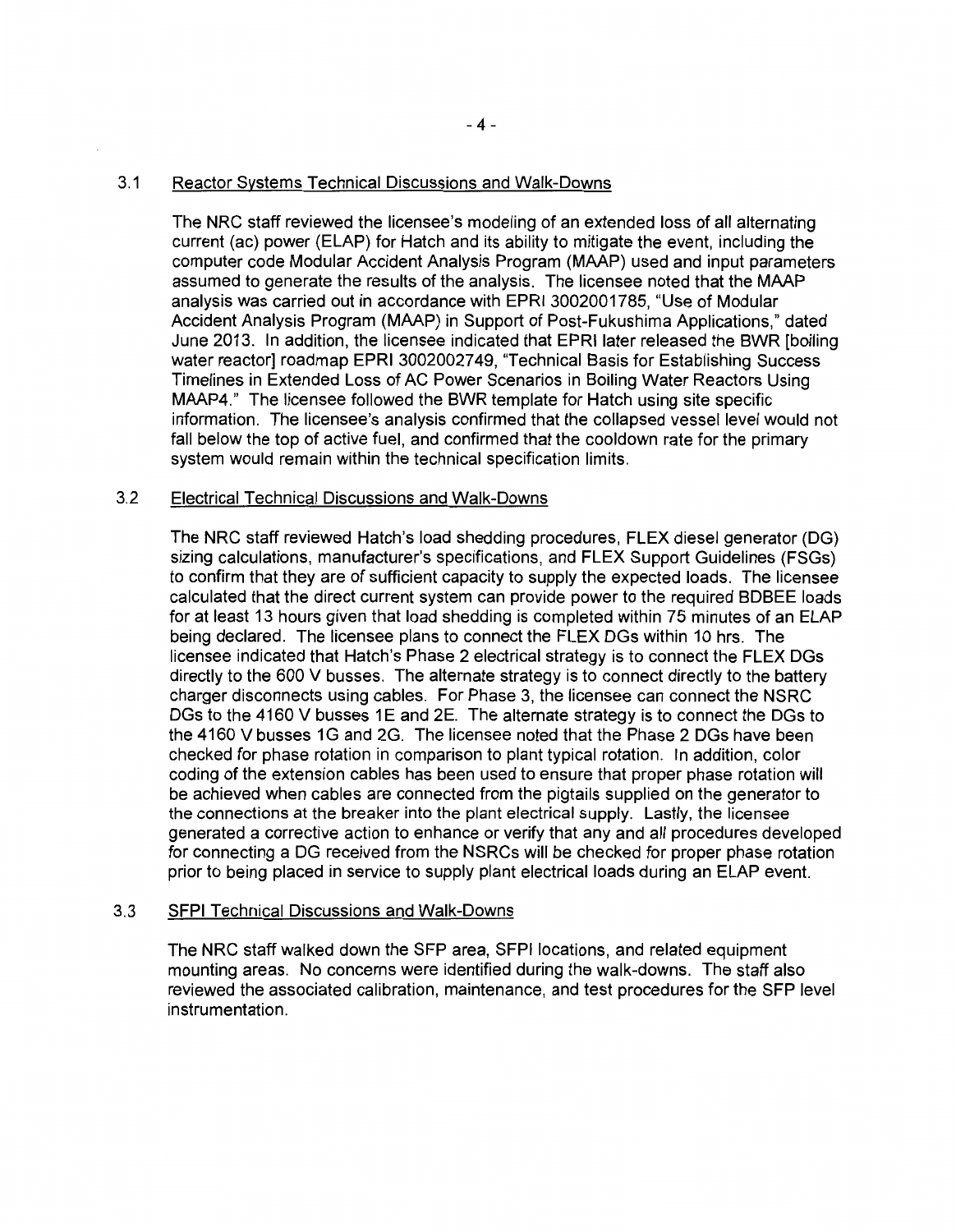### 3.1 Reactor Systems Technical Discussions and Walk-Downs

The NRC staff reviewed the licensee's modeling of an extended loss of all alternating current (ac) power (ELAP) for Hatch and its ability to mitigate the event, including the computer code Modular Accident Analysis Program (MAAP) used and input parameters assumed to generate the results of the analysis. The licensee noted that the MAAP analysis was carried out in accordance with EPRI 3002001785, "Use of Modular Accident Analysis Program (MAAP) in Support of Post-Fukushima Applications," dated June 2013. In addition, the licensee indicated that EPRI later released the BWR [boiling water reactor] roadmap EPRI 3002002749, "Technical Basis for Establishing Success Timelines in Extended Loss of AC Power Scenarios in Boiling Water Reactors Using MAAP4." The licensee followed the BWR template for Hatch using site specific information. The licensee's analysis confirmed that the collapsed vessel level would not fall below the top of active fuel, and confirmed that the cooldown rate for the primary system would remain within the technical specification limits.

### 3.2 Electrical Technical Discussions and Walk-Downs

The NRC staff reviewed Hatch's load shedding procedures, FLEX diesel generator (DG) sizing calculations, manufacturer's specifications, and FLEX Support Guidelines (FSGs) to confirm that they are of sufficient capacity to supply the expected loads. The licensee calculated that the direct current system can provide power to the required BDBEE loads for at least 13 hours given that load shedding is completed within 75 minutes of an ELAP being declared. The licensee plans to connect the FLEX DGs within 10 hrs. The licensee indicated that Hatch's Phase 2 electrical strategy is to connect the FLEX DGs directly to the 600 V busses. The alternate strategy is to connect directly to the battery charger disconnects using cables. For Phase 3, the licensee can connect the NSRC DGs to the 4160 V busses 1E and 2E. The alternate strategy is to connect the DGs to the 4160 V busses 1G and 2G. The licensee noted that the Phase 2 DGs have been checked for phase rotation in comparison to plant typical rotation. In addition, color coding of the extension cables has been used to ensure that proper phase rotation will be achieved when cables are connected from the pigtails supplied on the generator to the connections at the breaker into the plant electrical supply. Lastly, the licensee generated a corrective action to enhance or verify that any and all procedures developed for connecting a DG received from the NSRCs will be checked for proper phase rotation prior to being placed in service to supply plant electrical loads during an ELAP event.

### 3.3 SFPI Technical Discussions and Walk-Downs

The NRC staff walked down the SFP area, SFPI locations, and related equipment mounting areas. No concerns were identified during the walk-downs. The staff also reviewed the associated calibration, maintenance, and test procedures for the SFP level instrumentation.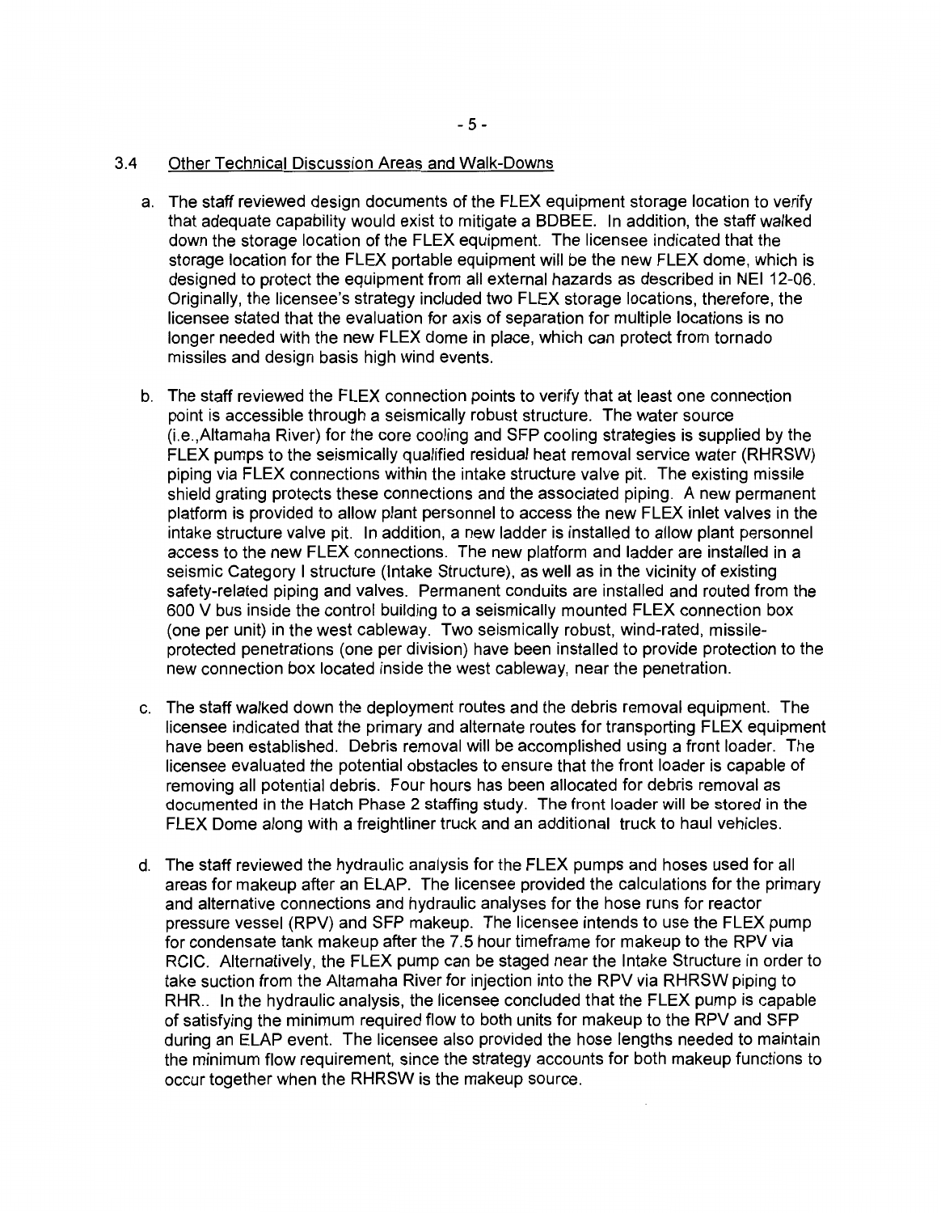### 3.4 Other Technical Discussion Areas and Walk-Downs

a. The staff reviewed design documents of the FLEX equipment storage location to verify that adequate capability would exist to mitigate a BDBEE. In addition, the staff walked down the storage location of the FLEX equipment. The licensee indicated that the storage location for the FLEX portable equipment will be the new FLEX dome, which is designed to protect the equipment from all external hazards as described in NEI 12-06. Originally, the licensee's strategy included two FLEX storage locations, therefore, the licensee stated that the evaluation for axis of separation for multiple locations is no longer needed with the new FLEX dome in place, which can protect from tornado missiles and design basis high wind events.

b. The staff reviewed the FLEX connection points to verify that at least one connection point is accessible through a seismically robust structure. The water source (i.e.,Altamaha River) for the core cooling and SFP cooling strategies is supplied by the FLEX pumps to the seismically qualified residual heat removal service water (RHRSW) piping via FLEX connections within the intake structure valve pit. The existing missile shield grating protects these connections and the associated piping. A new permanent platform is provided to allow plant personnel to access the new FLEX inlet valves in the intake structure valve pit. In addition, a new ladder is installed to allow plant personnel access to the new FLEX connections. The new platform and ladder are installed in a seismic Category I structure (Intake Structure), as well as in the vicinity of existing safety-related piping and valves. Permanent conduits are installed and routed from the 600 V bus inside the control building to a seismically mounted FLEX connection box (one per unit) in the west cableway. Two seismically robust, wind-rated, missile-protected penetrations (one per division) have been installed to provide protection to the new connection box located inside the west cableway, near the penetration.

c. The staff walked down the deployment routes and the debris removal equipment. The licensee indicated that the primary and alternate routes for transporting FLEX equipment have been established. Debris removal will be accomplished using a front loader. The licensee evaluated the potential obstacles to ensure that the front loader is capable of removing all potential debris. Four hours has been allocated for debris removal as documented in the Hatch Phase 2 staffing study. The front loader will be stored in the FLEX Dome along with a freightliner truck and an additional truck to haul vehicles.

d. The staff reviewed the hydraulic analysis for the FLEX pumps and hoses used for all areas for makeup after an ELAP. The licensee provided the calculations for the primary and alternative connections and hydraulic analyses for the hose runs for reactor pressure vessel (RPV) and SFP makeup. The licensee intends to use the FLEX pump for condensate tank makeup after the 7.5 hour timeframe for makeup to the RPV via RCIC. Alternatively, the FLEX pump can be staged near the Intake Structure in order to take suction from the Altamaha River for injection into the RPV via RHRSW piping to RHR.. In the hydraulic analysis, the licensee concluded that the FLEX pump is capable of satisfying the minimum required flow to both units for makeup to the RPV and SFP during an ELAP event. The licensee also provided the hose lengths needed to maintain the minimum flow requirement, since the strategy accounts for both makeup functions to occur together when the RHRSW is the makeup source.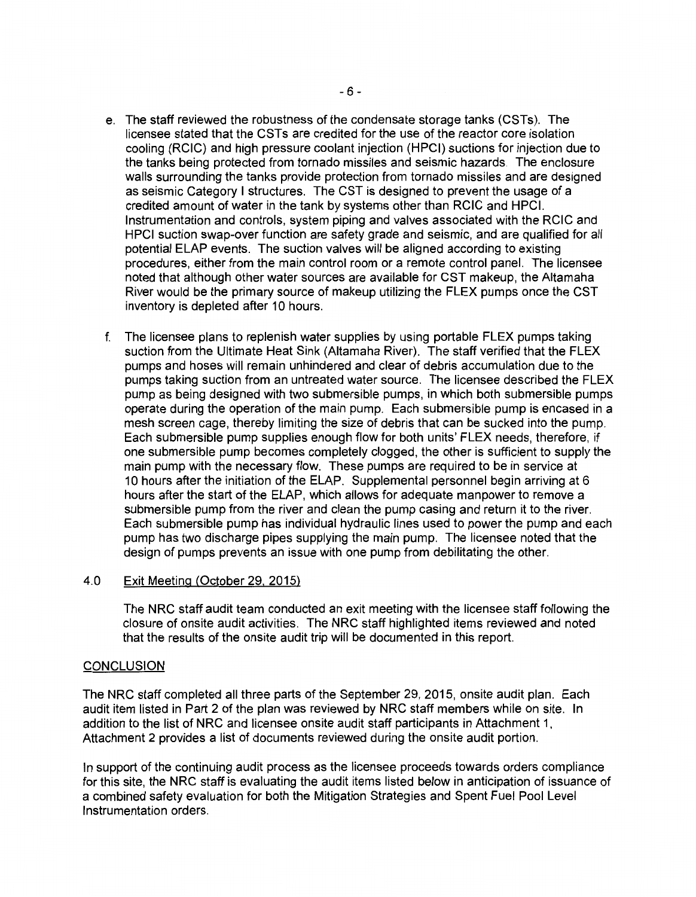e. The staff reviewed the robustness of the condensate storage tanks (CSTs). The licensee stated that the CSTs are credited for the use of the reactor core isolation cooling (RCIC) and high pressure coolant injection (HPCI) suctions for injection due to the tanks being protected from tornado missiles and seismic hazards. The enclosure walls surrounding the tanks provide protection from tornado missiles and are designed as seismic Category I structures. The CST is designed to prevent the usage of a credited amount of water in the tank by systems other than RCIC and HPCI. Instrumentation and controls, system piping and valves associated with the RCIC and HPCI suction swap-over function are safety grade and seismic, and are qualified for all potential ELAP events. The suction valves will be aligned according to existing procedures, either from the main control room or a remote control panel. The licensee noted that although other water sources are available for CST makeup, the Altamaha River would be the primary source of makeup utilizing the FLEX pumps once the CST inventory is depleted after 10 hours.

f. The licensee plans to replenish water supplies by using portable FLEX pumps taking suction from the Ultimate Heat Sink (Altamaha River). The staff verified that the FLEX pumps and hoses will remain unhindered and clear of debris accumulation due to the pumps taking suction from an untreated water source. The licensee described the FLEX pump as being designed with two submersible pumps, in which both submersible pumps operate during the operation of the main pump. Each submersible pump is encased in a mesh screen cage, thereby limiting the size of debris that can be sucked into the pump. Each submersible pump supplies enough flow for both units' FLEX needs, therefore, if one submersible pump becomes completely clogged, the other is sufficient to supply the main pump with the necessary flow. These pumps are required to be in service at 10 hours after the initiation of the ELAP. Supplemental personnel begin arriving at 6 hours after the start of the ELAP, which allows for adequate manpower to remove a submersible pump from the river and clean the pump casing and return it to the river. Each submersible pump has individual hydraulic lines used to power the pump and each pump has two discharge pipes supplying the main pump. The licensee noted that the design of pumps prevents an issue with one pump from debilitating the other.

## 4.0 Exit Meeting (October 29, 2015)

The NRC staff audit team conducted an exit meeting with the licensee staff following the closure of onsite audit activities. The NRC staff highlighted items reviewed and noted that the results of the onsite audit trip will be documented in this report.

## CONCLUSION

The NRC staff completed all three parts of the September 29, 2015, onsite audit plan. Each audit item listed in Part 2 of the plan was reviewed by NRC staff members while on site. In addition to the list of NRC and licensee onsite audit staff participants in Attachment 1, Attachment 2 provides a list of documents reviewed during the onsite audit portion.

In support of the continuing audit process as the licensee proceeds towards orders compliance for this site, the NRC staff is evaluating the audit items listed below in anticipation of issuance of a combined safety evaluation for both the Mitigation Strategies and Spent Fuel Pool Level Instrumentation orders.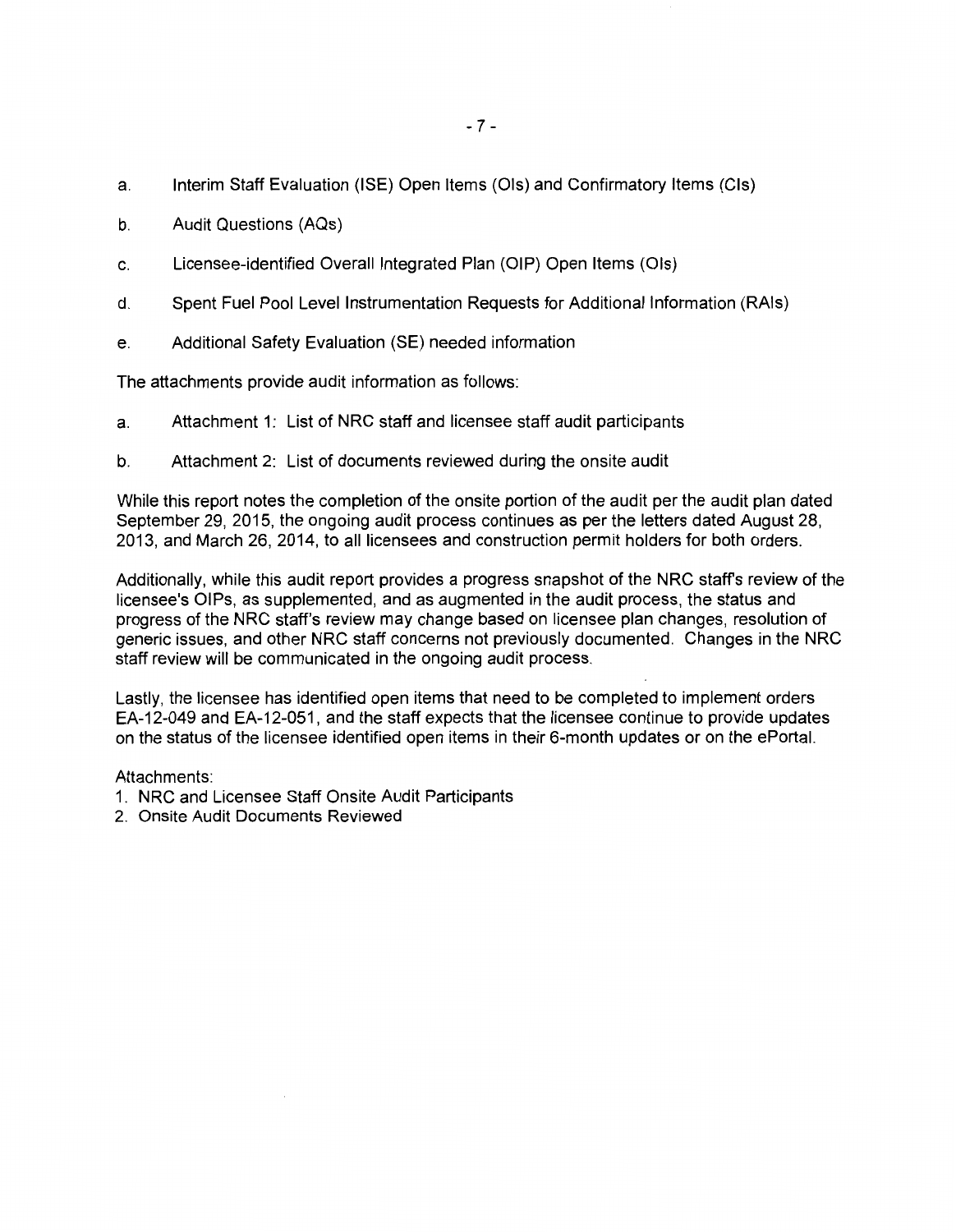a. Interim Staff Evaluation (ISE) Open Items (OIs) and Confirmatory Items (CIs)

b. Audit Questions (AQs)

c. Licensee-identified Overall Integrated Plan (OIP) Open Items (OIs)

d. Spent Fuel Pool Level Instrumentation Requests for Additional Information (RAIs)

e. Additional Safety Evaluation (SE) needed information

The attachments provide audit information as follows:

a. Attachment 1: List of NRC staff and licensee staff audit participants

b. Attachment 2: List of documents reviewed during the onsite audit

While this report notes the completion of the onsite portion of the audit per the audit plan dated September 29, 2015, the ongoing audit process continues as per the letters dated August 28, 2013, and March 26, 2014, to all licensees and construction permit holders for both orders.

Additionally, while this audit report provides a progress snapshot of the NRC staff's review of the licensee's OIPs, as supplemented, and as augmented in the audit process, the status and progress of the NRC staff's review may change based on licensee plan changes, resolution of generic issues, and other NRC staff concerns not previously documented. Changes in the NRC staff review will be communicated in the ongoing audit process.

Lastly, the licensee has identified open items that need to be completed to implement orders EA-12-049 and EA-12-051, and the staff expects that the licensee continue to provide updates on the status of the licensee identified open items in their 6-month updates or on the ePortal.

Attachments:

1. NRC and Licensee Staff Onsite Audit Participants
2. Onsite Audit Documents Reviewed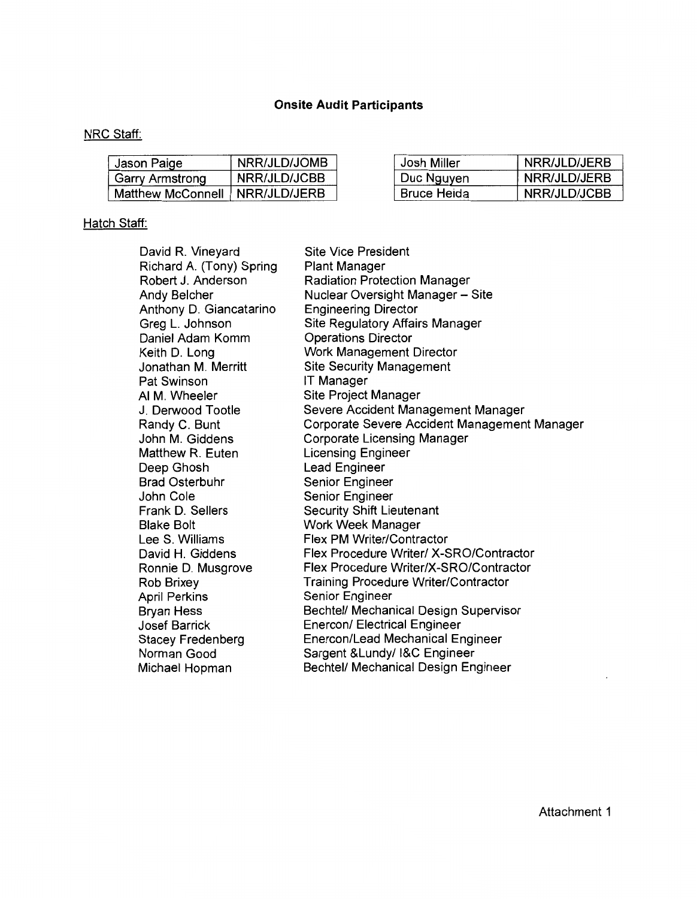## Onsite Audit Participants

NRC Staff:

| Name | Organization |
|---|---|
| Jason Paige | NRR/JLD/JOMB |
| Garry Armstrong | NRR/JLD/JCBB |
| Matthew McConnell | NRR/JLD/JERB |

| Name | Organization |
|---|---|
| Josh Miller | NRR/JLD/JERB |
| Duc Nguyen | NRR/JLD/JERB |
| Bruce Heida | NRR/JLD/JCBB |

Hatch Staff:

| Name | Title |
|---|---|
| David R. Vineyard | Site Vice President |
| Richard A. (Tony) Spring | Plant Manager |
| Robert J. Anderson | Radiation Protection Manager |
| Andy Belcher | Nuclear Oversight Manager – Site |
| Anthony D. Giancatarino | Engineering Director |
| Greg L. Johnson | Site Regulatory Affairs Manager |
| Daniel Adam Komm | Operations Director |
| Keith D. Long | Work Management Director |
| Jonathan M. Merritt | Site Security Management |
| Pat Swinson | IT Manager |
| Al M. Wheeler | Site Project Manager |
| J. Derwood Tootle | Severe Accident Management Manager |
| Randy C. Bunt | Corporate Severe Accident Management Manager |
| John M. Giddens | Corporate Licensing Manager |
| Matthew R. Euten | Licensing Engineer |
| Deep Ghosh | Lead Engineer |
| Brad Osterbuhr | Senior Engineer |
| John Cole | Senior Engineer |
| Frank D. Sellers | Security Shift Lieutenant |
| Blake Bolt | Work Week Manager |
| Lee S. Williams | Flex PM Writer/Contractor |
| David H. Giddens | Flex Procedure Writer/ X-SRO/Contractor |
| Ronnie D. Musgrove | Flex Procedure Writer/X-SRO/Contractor |
| Rob Brixey | Training Procedure Writer/Contractor |
| April Perkins | Senior Engineer |
| Bryan Hess | Bechtel/ Mechanical Design Supervisor |
| Josef Barrick | Enercon/ Electrical Engineer |
| Stacey Fredenberg | Enercon/Lead Mechanical Engineer |
| Norman Good | Sargent &Lundy/ I&C Engineer |
| Michael Hopman | Bechtel/ Mechanical Design Engineer |

Attachment 1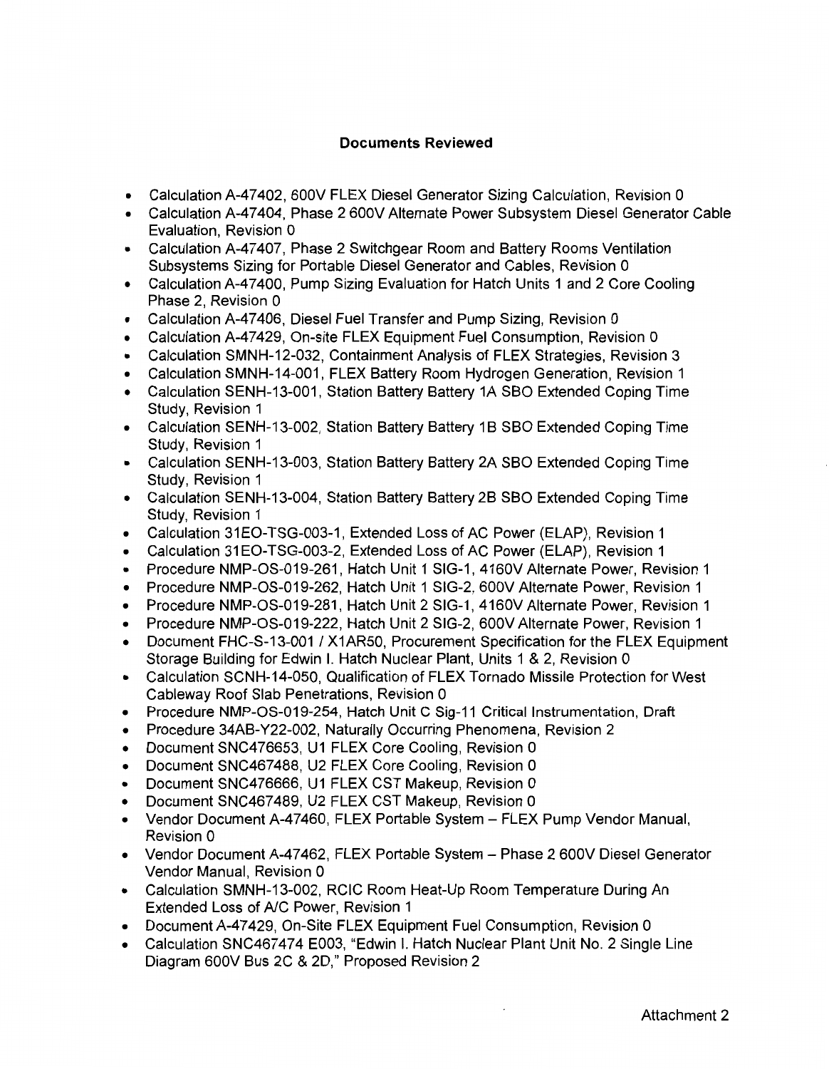### Documents Reviewed

- Calculation A-47402, 600V FLEX Diesel Generator Sizing Calculation, Revision 0
- Calculation A-47404, Phase 2 600V Alternate Power Subsystem Diesel Generator Cable Evaluation, Revision 0
- Calculation A-47407, Phase 2 Switchgear Room and Battery Rooms Ventilation Subsystems Sizing for Portable Diesel Generator and Cables, Revision 0
- Calculation A-47400, Pump Sizing Evaluation for Hatch Units 1 and 2 Core Cooling Phase 2, Revision 0
- Calculation A-47406, Diesel Fuel Transfer and Pump Sizing, Revision 0
- Calculation A-47429, On-site FLEX Equipment Fuel Consumption, Revision 0
- Calculation SMNH-12-032, Containment Analysis of FLEX Strategies, Revision 3
- Calculation SMNH-14-001, FLEX Battery Room Hydrogen Generation, Revision 1
- Calculation SENH-13-001, Station Battery Battery 1A SBO Extended Coping Time Study, Revision 1
- Calculation SENH-13-002, Station Battery Battery 1B SBO Extended Coping Time Study, Revision 1
- Calculation SENH-13-003, Station Battery Battery 2A SBO Extended Coping Time Study, Revision 1
- Calculation SENH-13-004, Station Battery Battery 2B SBO Extended Coping Time Study, Revision 1
- Calculation 31EO-TSG-003-1, Extended Loss of AC Power (ELAP), Revision 1
- Calculation 31EO-TSG-003-2, Extended Loss of AC Power (ELAP), Revision 1
- Procedure NMP-OS-019-261, Hatch Unit 1 SIG-1, 4160V Alternate Power, Revision 1
- Procedure NMP-OS-019-262, Hatch Unit 1 SIG-2, 600V Alternate Power, Revision 1
- Procedure NMP-OS-019-281, Hatch Unit 2 SIG-1, 4160V Alternate Power, Revision 1
- Procedure NMP-OS-019-222, Hatch Unit 2 SIG-2, 600V Alternate Power, Revision 1
- Document FHC-S-13-001 / X1AR50, Procurement Specification for the FLEX Equipment Storage Building for Edwin I. Hatch Nuclear Plant, Units 1 & 2, Revision 0
- Calculation SCNH-14-050, Qualification of FLEX Tornado Missile Protection for West Cableway Roof Slab Penetrations, Revision 0
- Procedure NMP-OS-019-254, Hatch Unit C Sig-11 Critical Instrumentation, Draft
- Procedure 34AB-Y22-002, Naturally Occurring Phenomena, Revision 2
- Document SNC476653, U1 FLEX Core Cooling, Revision 0
- Document SNC467488, U2 FLEX Core Cooling, Revision 0
- Document SNC476666, U1 FLEX CST Makeup, Revision 0
- Document SNC467489, U2 FLEX CST Makeup, Revision 0
- Vendor Document A-47460, FLEX Portable System – FLEX Pump Vendor Manual, Revision 0
- Vendor Document A-47462, FLEX Portable System – Phase 2 600V Diesel Generator Vendor Manual, Revision 0
- Calculation SMNH-13-002, RCIC Room Heat-Up Room Temperature During An Extended Loss of A/C Power, Revision 1
- Document A-47429, On-Site FLEX Equipment Fuel Consumption, Revision 0
- Calculation SNC467474 E003, "Edwin I. Hatch Nuclear Plant Unit No. 2 Single Line Diagram 600V Bus 2C & 2D," Proposed Revision 2

Attachment 2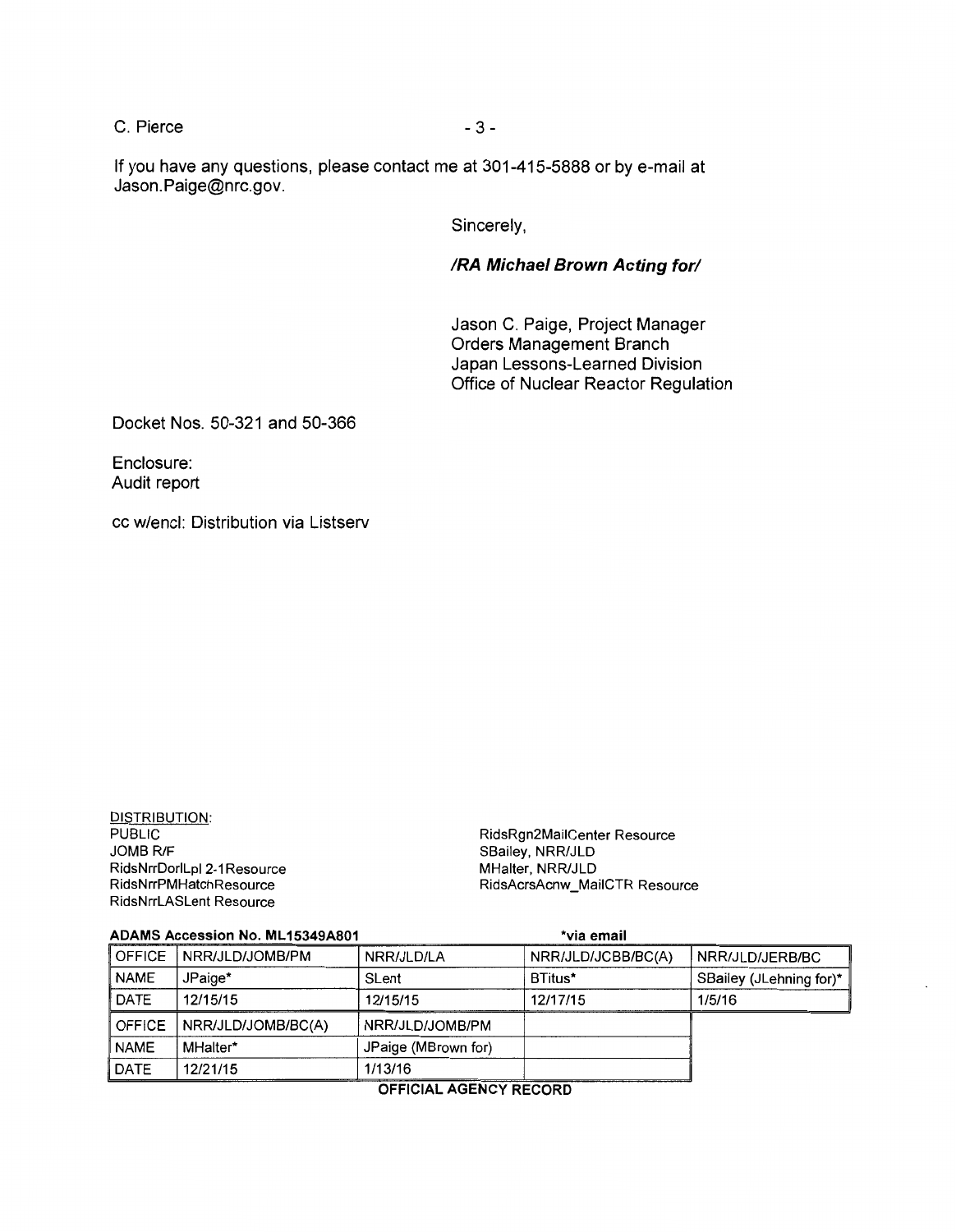If you have any questions, please contact me at 301-415-5888 or by e-mail at Jason.Paige@nrc.gov.

Sincerely,

***/RA Michael Brown Acting for/***

Jason C. Paige, Project Manager
Orders Management Branch
Japan Lessons-Learned Division
Office of Nuclear Reactor Regulation

Docket Nos. 50-321 and 50-366

Enclosure:
Audit report

cc w/encl: Distribution via Listserv

DISTRIBUTION:
PUBLIC
JOMB R/F
RidsNrrDorlLpl 2-1Resource
RidsNrrPMHatchResource
RidsNrrLASLent Resource
RidsRgn2MailCenter Resource
SBailey, NRR/JLD
MHalter, NRR/JLD
RidsAcrsAcnw_MailCTR Resource

**ADAMS Accession No. ML15349A801** *via email

| OFFICE | NRR/JLD/JOMB/PM | NRR/JLD/LA | NRR/JLD/JCBB/BC(A) | NRR/JLD/JERB/BC |
|---|---|---|---|---|
| NAME | JPaige* | SLent | BTitus* | SBailey (JLehning for)* |
| DATE | 12/15/15 | 12/15/15 | 12/17/15 | 1/5/16 |
| OFFICE | NRR/JLD/JOMB/BC(A) | NRR/JLD/JOMB/PM | | |
| NAME | MHalter* | JPaige (MBrown for) | | |
| DATE | 12/21/15 | 1/13/16 | | |

**OFFICIAL AGENCY RECORD**